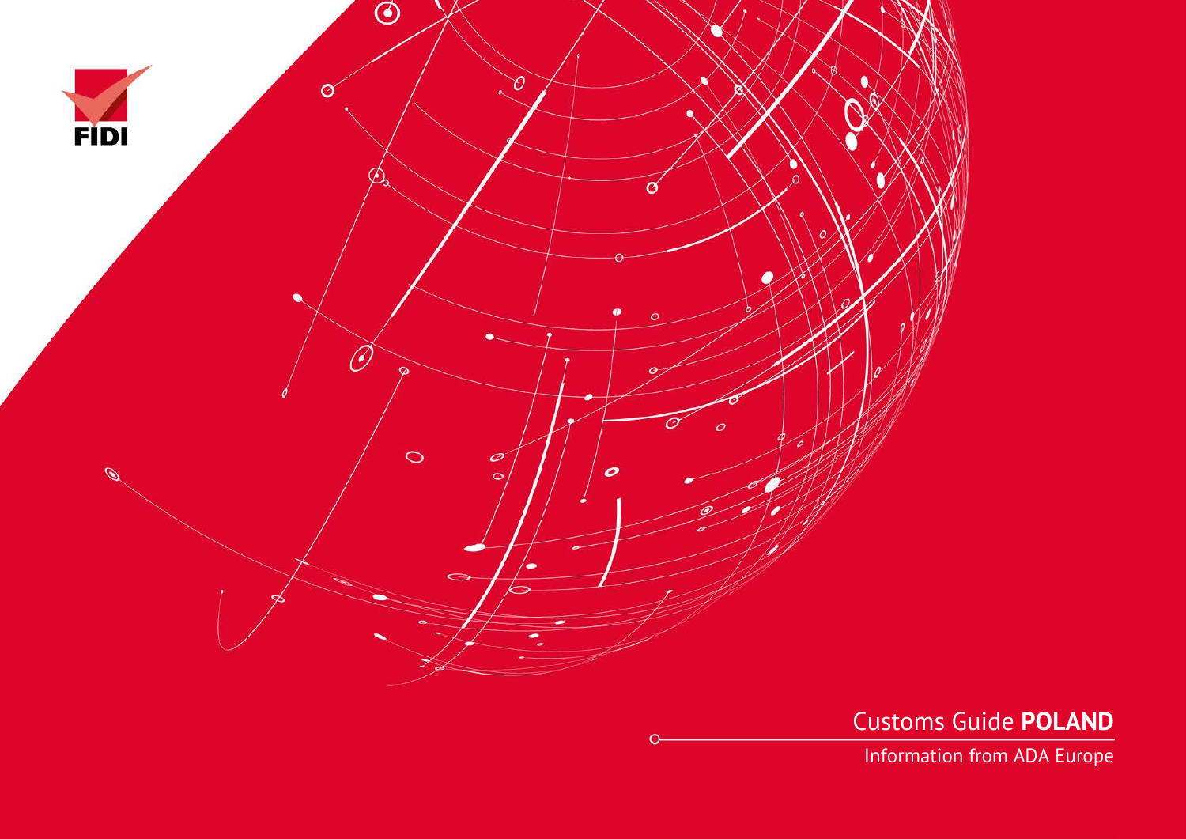FIDI

# Customs Guide **POLAND**

Information from ADA Europe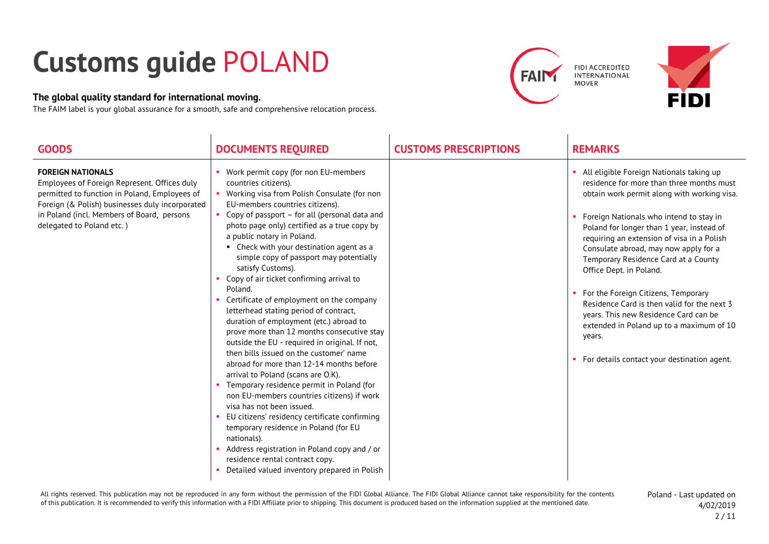# Customs guide POLAND

**The global quality standard for international moving.**

The FAIM label is your global assurance for a smooth, safe and comprehensive relocation process.

| GOODS | DOCUMENTS REQUIRED | CUSTOMS PRESCRIPTIONS | REMARKS |
|---|---|---|---|
| **FOREIGN NATIONALS**<br>Employees of Foreign Represent. Offices duly permitted to function in Poland, Employees of Foreign (& Polish) businesses duly incorporated in Poland (incl. Members of Board, persons delegated to Poland etc.) | ▪ Work permit copy (for non EU-members countries citizens).<br>▪ Working visa from Polish Consulate (for non EU-members countries citizens).<br>▪ Copy of passport – for all (personal data and photo page only) certified as a true copy by a public notary in Poland.<br>&nbsp;&nbsp;▪ Check with your destination agent as a simple copy of passport may potentially satisfy Customs).<br>▪ Copy of air ticket confirming arrival to Poland.<br>▪ Certificate of employment on the company letterhead stating period of contract, duration of employment (etc.) abroad to prove more than 12 months consecutive stay outside the EU - required in original. If not, then bills issued on the customer' name abroad for more than 12-14 months before arrival to Poland (scans are O.K).<br>▪ Temporary residence permit in Poland (for non EU-members countries citizens) if work visa has not been issued.<br>▪ EU citizens' residency certificate confirming temporary residence in Poland (for EU nationals).<br>▪ Address registration in Poland copy and / or residence rental contract copy.<br>▪ Detailed valued inventory prepared in Polish | | ▪ All eligible Foreign Nationals taking up residence for more than three months must obtain work permit along with working visa.<br><br>▪ Foreign Nationals who intend to stay in Poland for longer than 1 year, instead of requiring an extension of visa in a Polish Consulate abroad, may now apply for a Temporary Residence Card at a County Office Dept. in Poland.<br><br>▪ For the Foreign Citizens, Temporary Residence Card is then valid for the next 3 years. This new Residence Card can be extended in Poland up to a maximum of 10 years.<br><br>▪ For details contact your destination agent. |

All rights reserved. This publication may not be reproduced in any form without the permission of the FIDI Global Alliance. The FIDI Global Alliance cannot take responsibility for the contents of this publication. It is recommended to verify this information with a FIDI Affiliate prior to shipping. This document is produced based on the information supplied at the mentioned date.

Poland - Last updated on 4/02/2019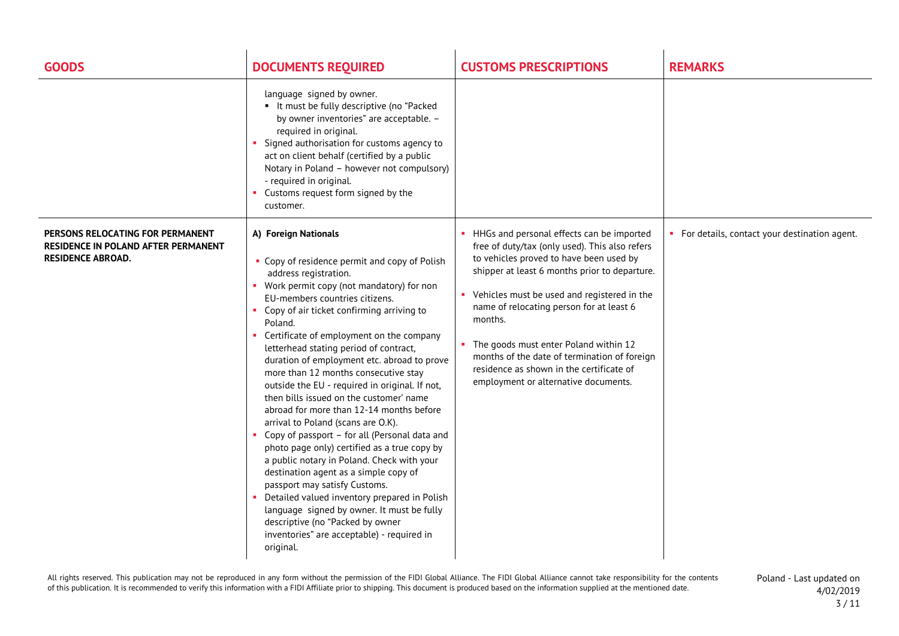| GOODS | DOCUMENTS REQUIRED | CUSTOMS PRESCRIPTIONS | REMARKS |
|---|---|---|---|
| | language signed by owner.<br>▪ It must be fully descriptive (no "Packed by owner inventories" are acceptable. – required in original.<br>▪ Signed authorisation for customs agency to act on client behalf (certified by a public Notary in Poland – however not compulsory) - required in original.<br>▪ Customs request form signed by the customer. | | |
| **PERSONS RELOCATING FOR PERMANENT RESIDENCE IN POLAND AFTER PERMANENT RESIDENCE ABROAD.** | **A) Foreign Nationals**<br><br>▪ Copy of residence permit and copy of Polish address registration.<br>▪ Work permit copy (not mandatory) for non EU-members countries citizens.<br>▪ Copy of air ticket confirming arriving to Poland.<br>▪ Certificate of employment on the company letterhead stating period of contract, duration of employment etc. abroad to prove more than 12 months consecutive stay outside the EU - required in original. If not, then bills issued on the customer' name abroad for more than 12-14 months before arrival to Poland (scans are O.K).<br>▪ Copy of passport – for all (Personal data and photo page only) certified as a true copy by a public notary in Poland. Check with your destination agent as a simple copy of passport may satisfy Customs.<br>▪ Detailed valued inventory prepared in Polish language signed by owner. It must be fully descriptive (no "Packed by owner inventories" are acceptable) - required in original. | ▪ HHGs and personal effects can be imported free of duty/tax (only used). This also refers to vehicles proved to have been used by shipper at least 6 months prior to departure.<br><br>▪ Vehicles must be used and registered in the name of relocating person for at least 6 months.<br><br>▪ The goods must enter Poland within 12 months of the date of termination of foreign residence as shown in the certificate of employment or alternative documents. | ▪ For details, contact your destination agent. |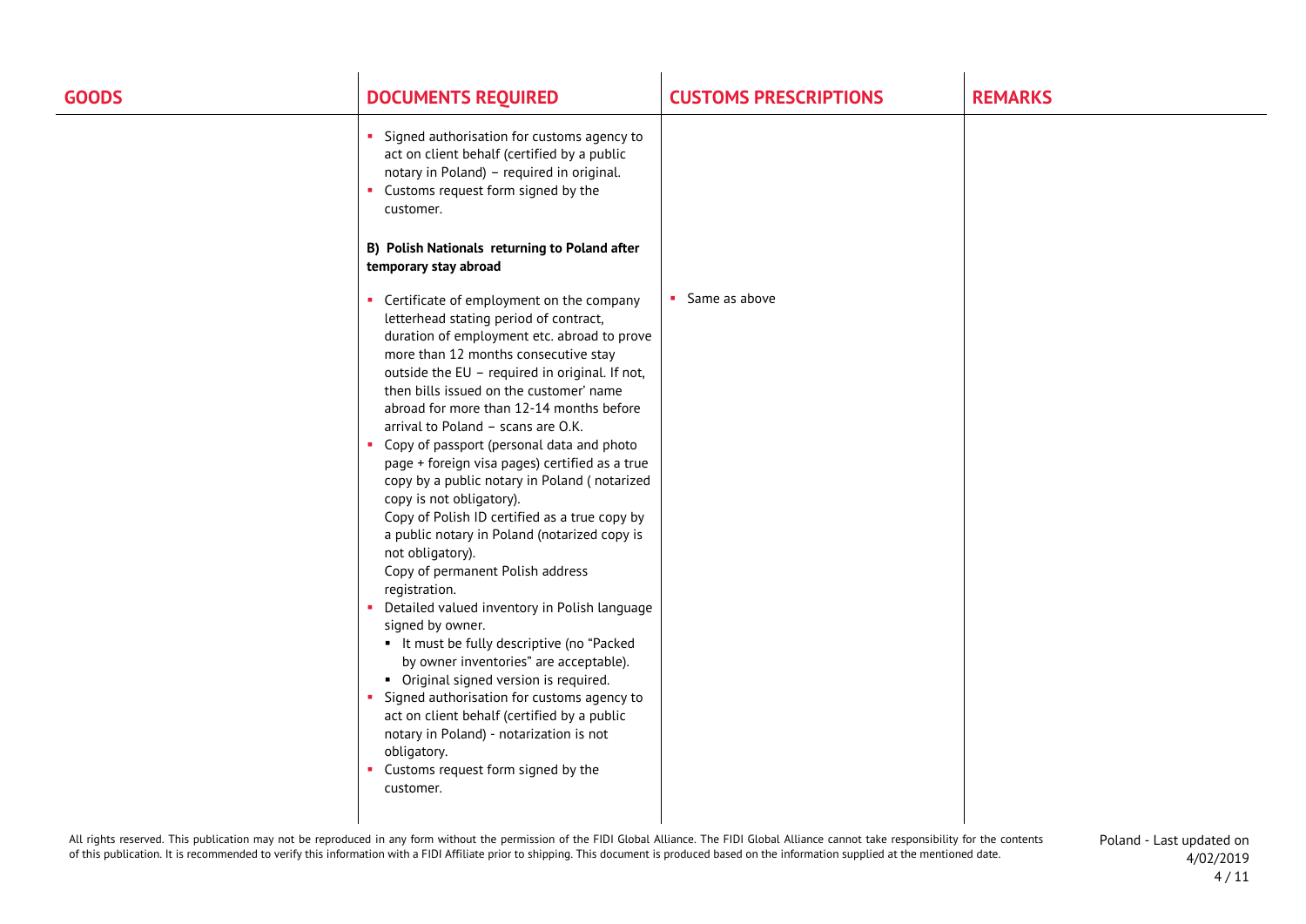| GOODS | DOCUMENTS REQUIRED | CUSTOMS PRESCRIPTIONS | REMARKS |
|---|---|---|---|
| | ▪ Signed authorisation for customs agency to act on client behalf (certified by a public notary in Poland) – required in original.<br>▪ Customs request form signed by the customer. | | |
| | **B) Polish Nationals returning to Poland after temporary stay abroad** | | |
| | ▪ Certificate of employment on the company letterhead stating period of contract, duration of employment etc. abroad to prove more than 12 months consecutive stay outside the EU – required in original. If not, then bills issued on the customer' name abroad for more than 12-14 months before arrival to Poland – scans are O.K.<br>▪ Copy of passport (personal data and photo page + foreign visa pages) certified as a true copy by a public notary in Poland ( notarized copy is not obligatory).<br>Copy of Polish ID certified as a true copy by a public notary in Poland (notarized copy is not obligatory).<br>Copy of permanent Polish address registration.<br>▪ Detailed valued inventory in Polish language signed by owner.<br>&nbsp;&nbsp;▪ It must be fully descriptive (no "Packed by owner inventories" are acceptable).<br>&nbsp;&nbsp;▪ Original signed version is required.<br>▪ Signed authorisation for customs agency to act on client behalf (certified by a public notary in Poland) - notarization is not obligatory.<br>▪ Customs request form signed by the customer. | ▪ Same as above | |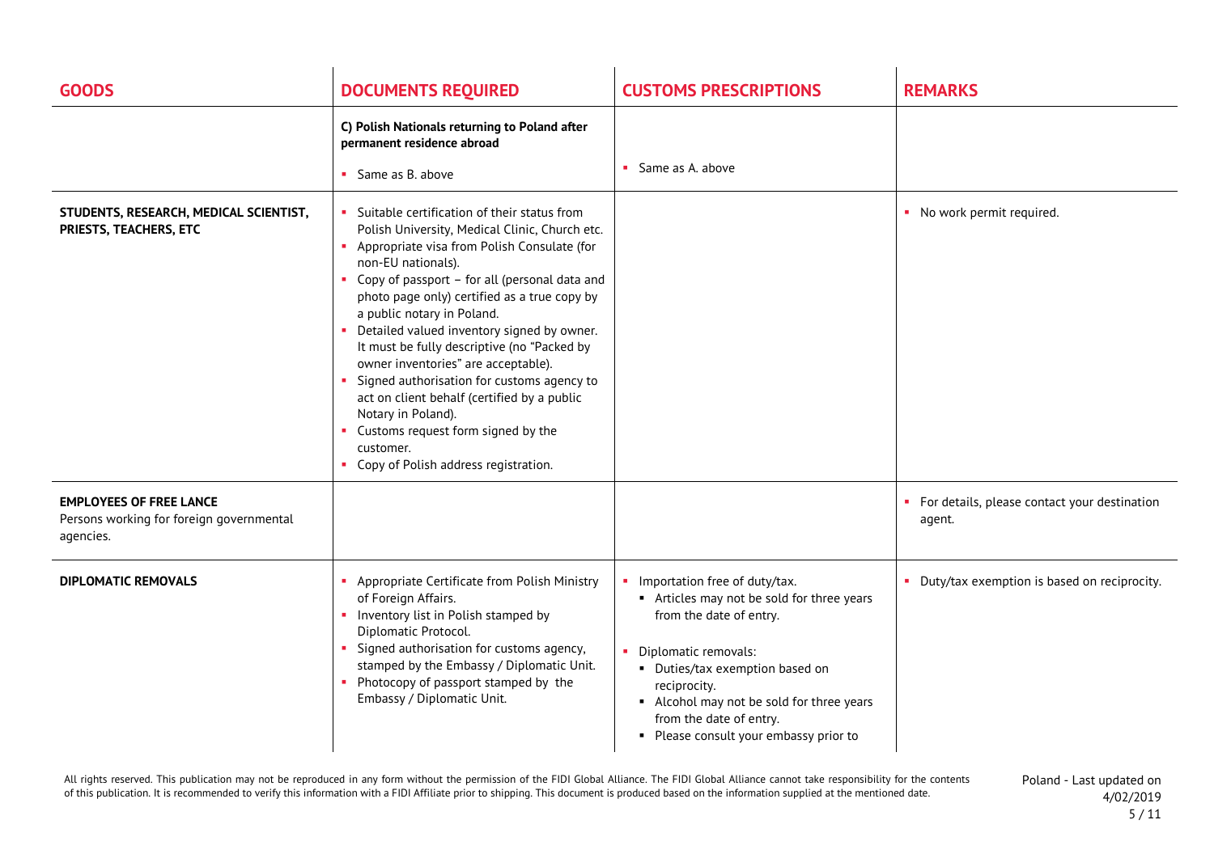| GOODS | DOCUMENTS REQUIRED | CUSTOMS PRESCRIPTIONS | REMARKS |
| --- | --- | --- | --- |
| | **C) Polish Nationals returning to Poland after permanent residence abroad**<br>▪ Same as B. above | ▪ Same as A. above | |
| **STUDENTS, RESEARCH, MEDICAL SCIENTIST, PRIESTS, TEACHERS, ETC** | ▪ Suitable certification of their status from Polish University, Medical Clinic, Church etc.<br>▪ Appropriate visa from Polish Consulate (for non-EU nationals).<br>▪ Copy of passport – for all (personal data and photo page only) certified as a true copy by a public notary in Poland.<br>▪ Detailed valued inventory signed by owner. It must be fully descriptive (no "Packed by owner inventories" are acceptable).<br>▪ Signed authorisation for customs agency to act on client behalf (certified by a public Notary in Poland).<br>▪ Customs request form signed by the customer.<br>▪ Copy of Polish address registration. | | ▪ No work permit required. |
| **EMPLOYEES OF FREE LANCE**<br>Persons working for foreign governmental agencies. | | | ▪ For details, please contact your destination agent. |
| **DIPLOMATIC REMOVALS** | ▪ Appropriate Certificate from Polish Ministry of Foreign Affairs.<br>▪ Inventory list in Polish stamped by Diplomatic Protocol.<br>▪ Signed authorisation for customs agency, stamped by the Embassy / Diplomatic Unit.<br>▪ Photocopy of passport stamped by the Embassy / Diplomatic Unit. | ▪ Importation free of duty/tax.<br>  ▪ Articles may not be sold for three years from the date of entry.<br>▪ Diplomatic removals:<br>  ▪ Duties/tax exemption based on reciprocity.<br>  ▪ Alcohol may not be sold for three years from the date of entry.<br>  ▪ Please consult your embassy prior to | ▪ Duty/tax exemption is based on reciprocity. |

All rights reserved. This publication may not be reproduced in any form without the permission of the FIDI Global Alliance. The FIDI Global Alliance cannot take responsibility for the contents of this publication. It is recommended to verify this information with a FIDI Affiliate prior to shipping. This document is produced based on the information supplied at the mentioned date.

Poland - Last updated on 4/02/2019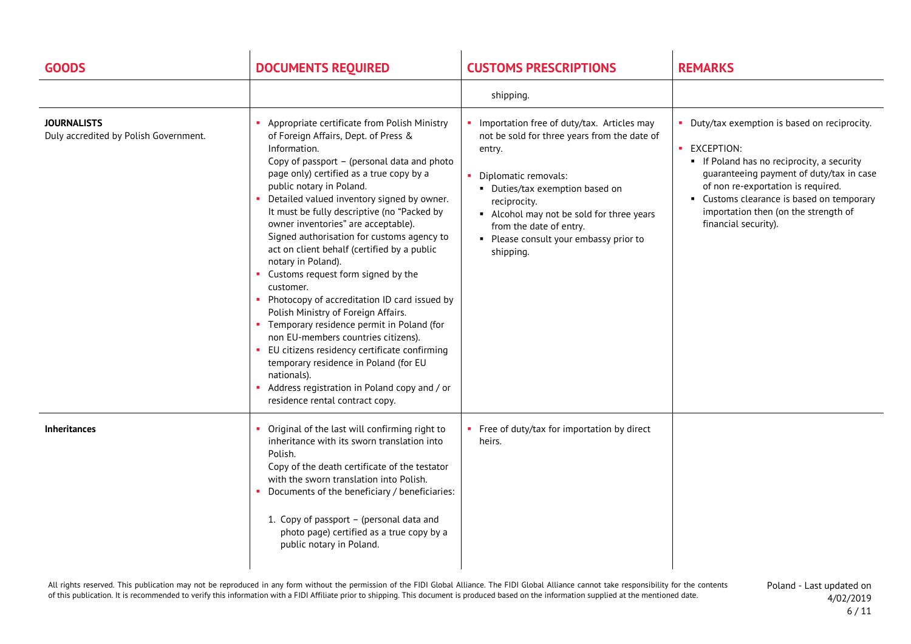| GOODS | DOCUMENTS REQUIRED | CUSTOMS PRESCRIPTIONS | REMARKS |
|---|---|---|---|
| | | shipping. | |
| **JOURNALISTS**<br>Duly accredited by Polish Government. | ▪ Appropriate certificate from Polish Ministry of Foreign Affairs, Dept. of Press & Information.<br>Copy of passport – (personal data and photo page only) certified as a true copy by a public notary in Poland.<br>▪ Detailed valued inventory signed by owner. It must be fully descriptive (no "Packed by owner inventories" are acceptable).<br>Signed authorisation for customs agency to act on client behalf (certified by a public notary in Poland).<br>▪ Customs request form signed by the customer.<br>▪ Photocopy of accreditation ID card issued by Polish Ministry of Foreign Affairs.<br>▪ Temporary residence permit in Poland (for non EU-members countries citizens).<br>▪ EU citizens residency certificate confirming temporary residence in Poland (for EU nationals).<br>▪ Address registration in Poland copy and / or residence rental contract copy. | ▪ Importation free of duty/tax. Articles may not be sold for three years from the date of entry.<br>▪ Diplomatic removals:<br>▪ Duties/tax exemption based on reciprocity.<br>▪ Alcohol may not be sold for three years from the date of entry.<br>▪ Please consult your embassy prior to shipping. | ▪ Duty/tax exemption is based on reciprocity.<br>▪ EXCEPTION:<br>▪ If Poland has no reciprocity, a security guaranteeing payment of duty/tax in case of non re-exportation is required.<br>▪ Customs clearance is based on temporary importation then (on the strength of financial security). |
| **Inheritances** | ▪ Original of the last will confirming right to inheritance with its sworn translation into Polish.<br>Copy of the death certificate of the testator with the sworn translation into Polish.<br>▪ Documents of the beneficiary / beneficiaries:<br>1. Copy of passport – (personal data and photo page) certified as a true copy by a public notary in Poland. | ▪ Free of duty/tax for importation by direct heirs. | |

All rights reserved. This publication may not be reproduced in any form without the permission of the FIDI Global Alliance. The FIDI Global Alliance cannot take responsibility for the contents of this publication. It is recommended to verify this information with a FIDI Affiliate prior to shipping. This document is produced based on the information supplied at the mentioned date.

Poland - Last updated on 4/02/2019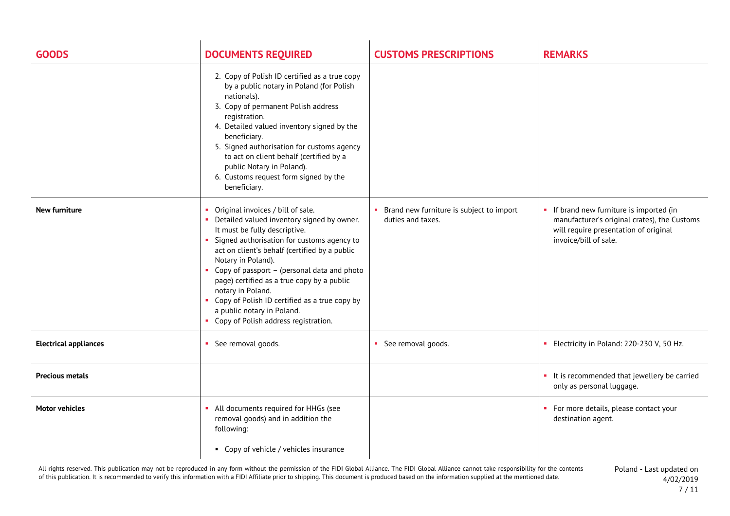| GOODS | DOCUMENTS REQUIRED | CUSTOMS PRESCRIPTIONS | REMARKS |
|---|---|---|---|
| | 2. Copy of Polish ID certified as a true copy by a public notary in Poland (for Polish nationals).<br>3. Copy of permanent Polish address registration.<br>4. Detailed valued inventory signed by the beneficiary.<br>5. Signed authorisation for customs agency to act on client behalf (certified by a public Notary in Poland).<br>6. Customs request form signed by the beneficiary. | | |
| **New furniture** | ▪ Original invoices / bill of sale.<br>▪ Detailed valued inventory signed by owner. It must be fully descriptive.<br>▪ Signed authorisation for customs agency to act on client's behalf (certified by a public Notary in Poland).<br>▪ Copy of passport – (personal data and photo page) certified as a true copy by a public notary in Poland.<br>▪ Copy of Polish ID certified as a true copy by a public notary in Poland.<br>▪ Copy of Polish address registration. | ▪ Brand new furniture is subject to import duties and taxes. | ▪ If brand new furniture is imported (in manufacturer's original crates), the Customs will require presentation of original invoice/bill of sale. |
| **Electrical appliances** | ▪ See removal goods. | ▪ See removal goods. | ▪ Electricity in Poland: 220-230 V, 50 Hz. |
| **Precious metals** | | | ▪ It is recommended that jewellery be carried only as personal luggage. |
| **Motor vehicles** | ▪ All documents required for HHGs (see removal goods) and in addition the following:<br><br>▪ Copy of vehicle / vehicles insurance | | ▪ For more details, please contact your destination agent. |

All rights reserved. This publication may not be reproduced in any form without the permission of the FIDI Global Alliance. The FIDI Global Alliance cannot take responsibility for the contents of this publication. It is recommended to verify this information with a FIDI Affiliate prior to shipping. This document is produced based on the information supplied at the mentioned date.

Poland - Last updated on 4/02/2019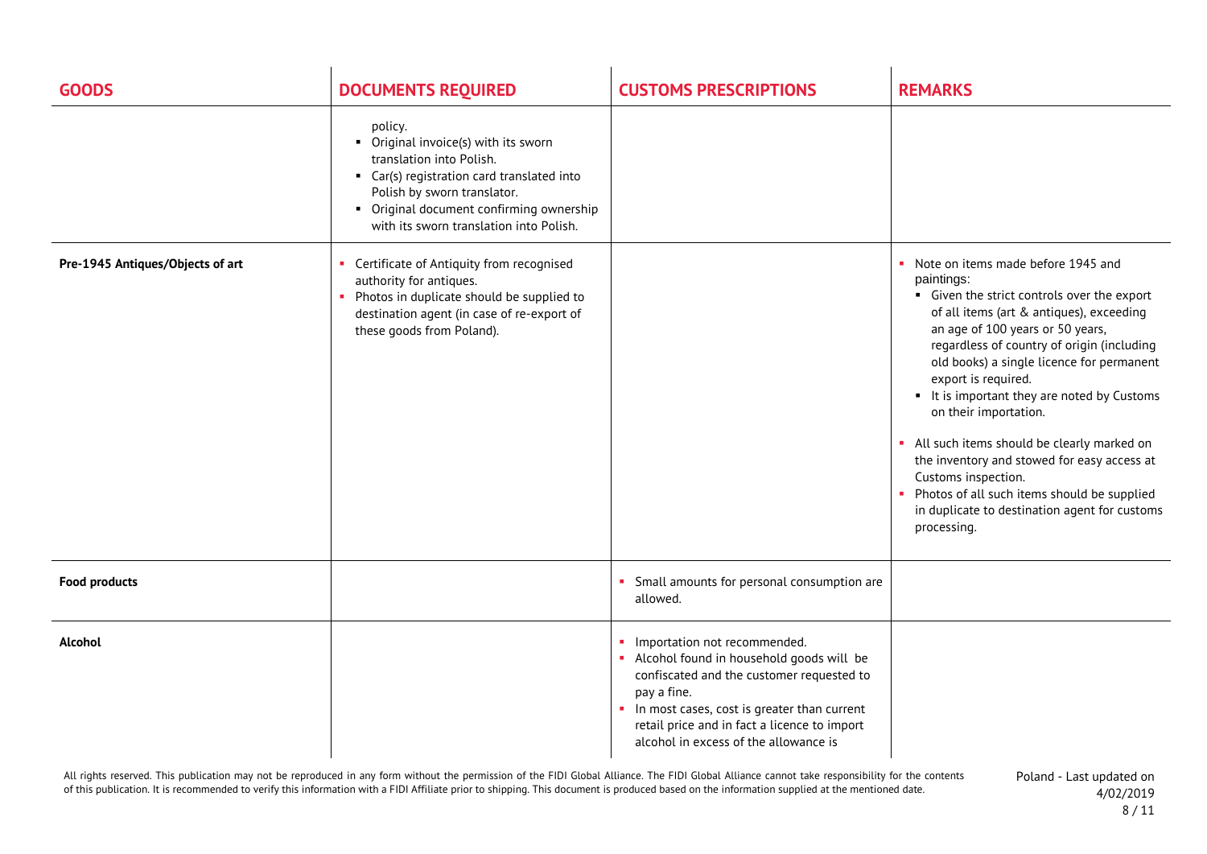| GOODS | DOCUMENTS REQUIRED | CUSTOMS PRESCRIPTIONS | REMARKS |
|---|---|---|---|
| | policy.<br>▪ Original invoice(s) with its sworn translation into Polish.<br>▪ Car(s) registration card translated into Polish by sworn translator.<br>▪ Original document confirming ownership with its sworn translation into Polish. | | |
| **Pre-1945 Antiques/Objects of art** | ▪ Certificate of Antiquity from recognised authority for antiques.<br>▪ Photos in duplicate should be supplied to destination agent (in case of re-export of these goods from Poland). | | ▪ Note on items made before 1945 and paintings:<br>▪ Given the strict controls over the export of all items (art & antiques), exceeding an age of 100 years or 50 years, regardless of country of origin (including old books) a single licence for permanent export is required.<br>▪ It is important they are noted by Customs on their importation.<br>▪ All such items should be clearly marked on the inventory and stowed for easy access at Customs inspection.<br>▪ Photos of all such items should be supplied in duplicate to destination agent for customs processing. |
| **Food products** | | ▪ Small amounts for personal consumption are allowed. | |
| **Alcohol** | | ▪ Importation not recommended.<br>▪ Alcohol found in household goods will be confiscated and the customer requested to pay a fine.<br>▪ In most cases, cost is greater than current retail price and in fact a licence to import alcohol in excess of the allowance is | |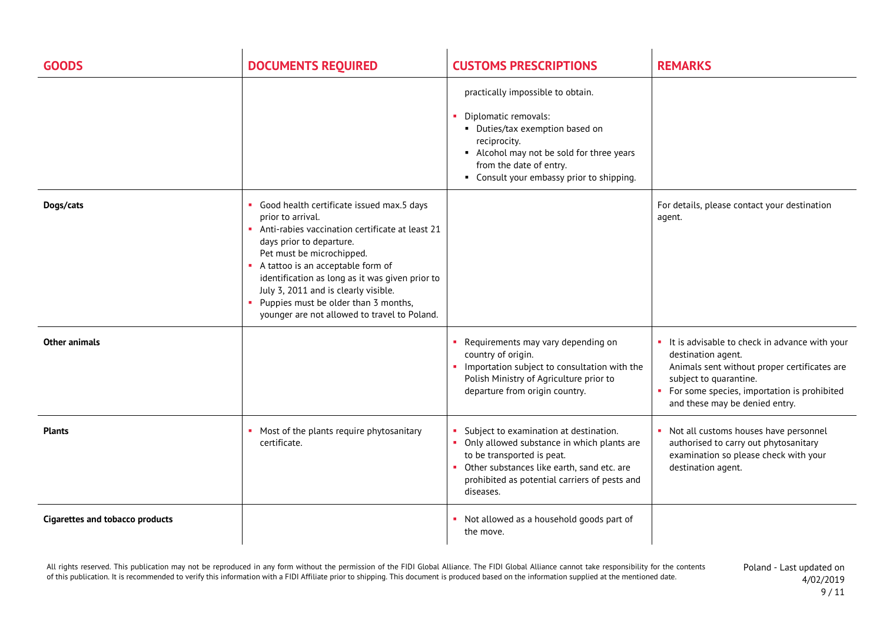| GOODS | DOCUMENTS REQUIRED | CUSTOMS PRESCRIPTIONS | REMARKS |
|---|---|---|---|
| | | practically impossible to obtain.<br>• Diplomatic removals:<br>  ▪ Duties/tax exemption based on reciprocity.<br>  ▪ Alcohol may not be sold for three years from the date of entry.<br>  ▪ Consult your embassy prior to shipping. | |
| **Dogs/cats** | • Good health certificate issued max.5 days prior to arrival.<br>• Anti-rabies vaccination certificate at least 21 days prior to departure. Pet must be microchipped.<br>• A tattoo is an acceptable form of identification as long as it was given prior to July 3, 2011 and is clearly visible.<br>• Puppies must be older than 3 months, younger are not allowed to travel to Poland. | | For details, please contact your destination agent. |
| **Other animals** | | • Requirements may vary depending on country of origin.<br>• Importation subject to consultation with the Polish Ministry of Agriculture prior to departure from origin country. | • It is advisable to check in advance with your destination agent. Animals sent without proper certificates are subject to quarantine.<br>• For some species, importation is prohibited and these may be denied entry. |
| **Plants** | • Most of the plants require phytosanitary certificate. | • Subject to examination at destination.<br>• Only allowed substance in which plants are to be transported is peat.<br>• Other substances like earth, sand etc. are prohibited as potential carriers of pests and diseases. | • Not all customs houses have personnel authorised to carry out phytosanitary examination so please check with your destination agent. |
| **Cigarettes and tobacco products** | | • Not allowed as a household goods part of the move. | |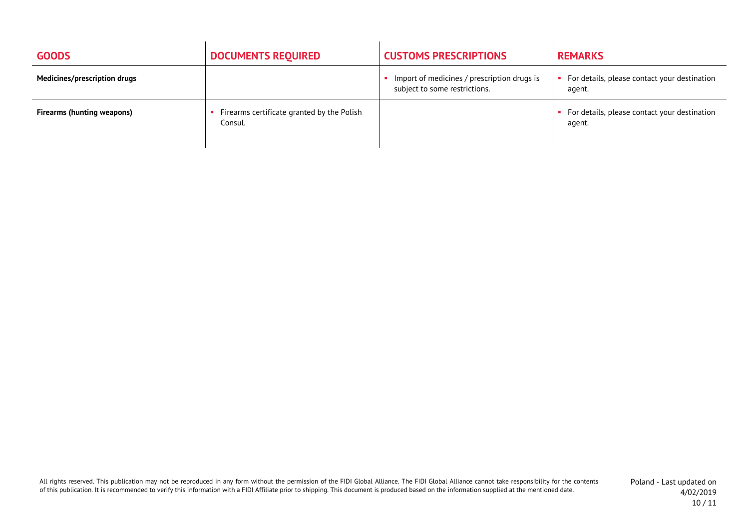| GOODS | DOCUMENTS REQUIRED | CUSTOMS PRESCRIPTIONS | REMARKS |
|---|---|---|---|
| **Medicines/prescription drugs** | | ▪ Import of medicines / prescription drugs is subject to some restrictions. | ▪ For details, please contact your destination agent. |
| **Firearms (hunting weapons)** | ▪ Firearms certificate granted by the Polish Consul. | | ▪ For details, please contact your destination agent. |

All rights reserved. This publication may not be reproduced in any form without the permission of the FIDI Global Alliance. The FIDI Global Alliance cannot take responsibility for the contents of this publication. It is recommended to verify this information with a FIDI Affiliate prior to shipping. This document is produced based on the information supplied at the mentioned date.

Poland - Last updated on 4/02/2019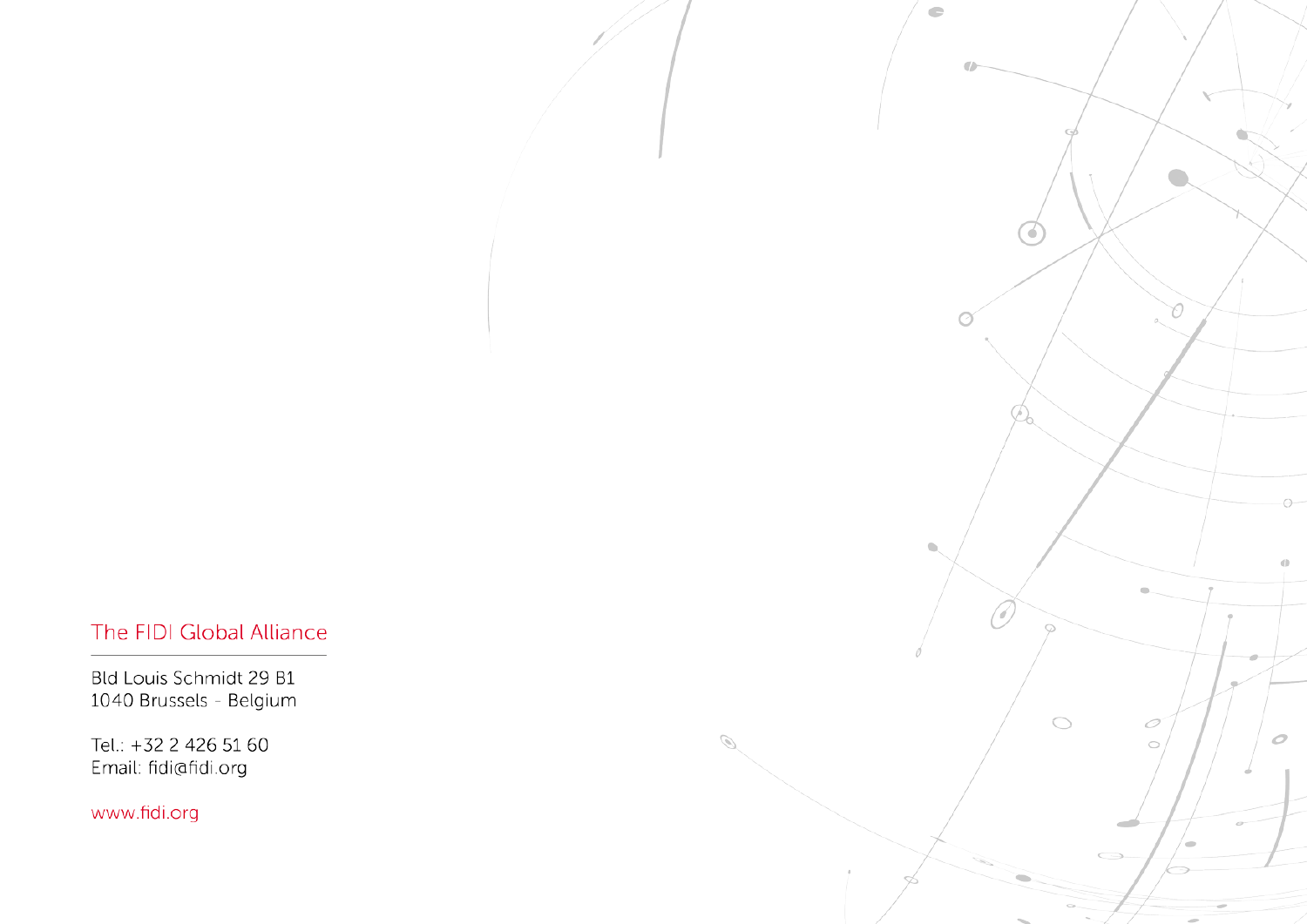The FIDI Global Alliance

Bld Louis Schmidt 29 B1
1040 Brussels - Belgium

Tel.: +32 2 426 51 60
Email: fidi@fidi.org

www.fidi.org